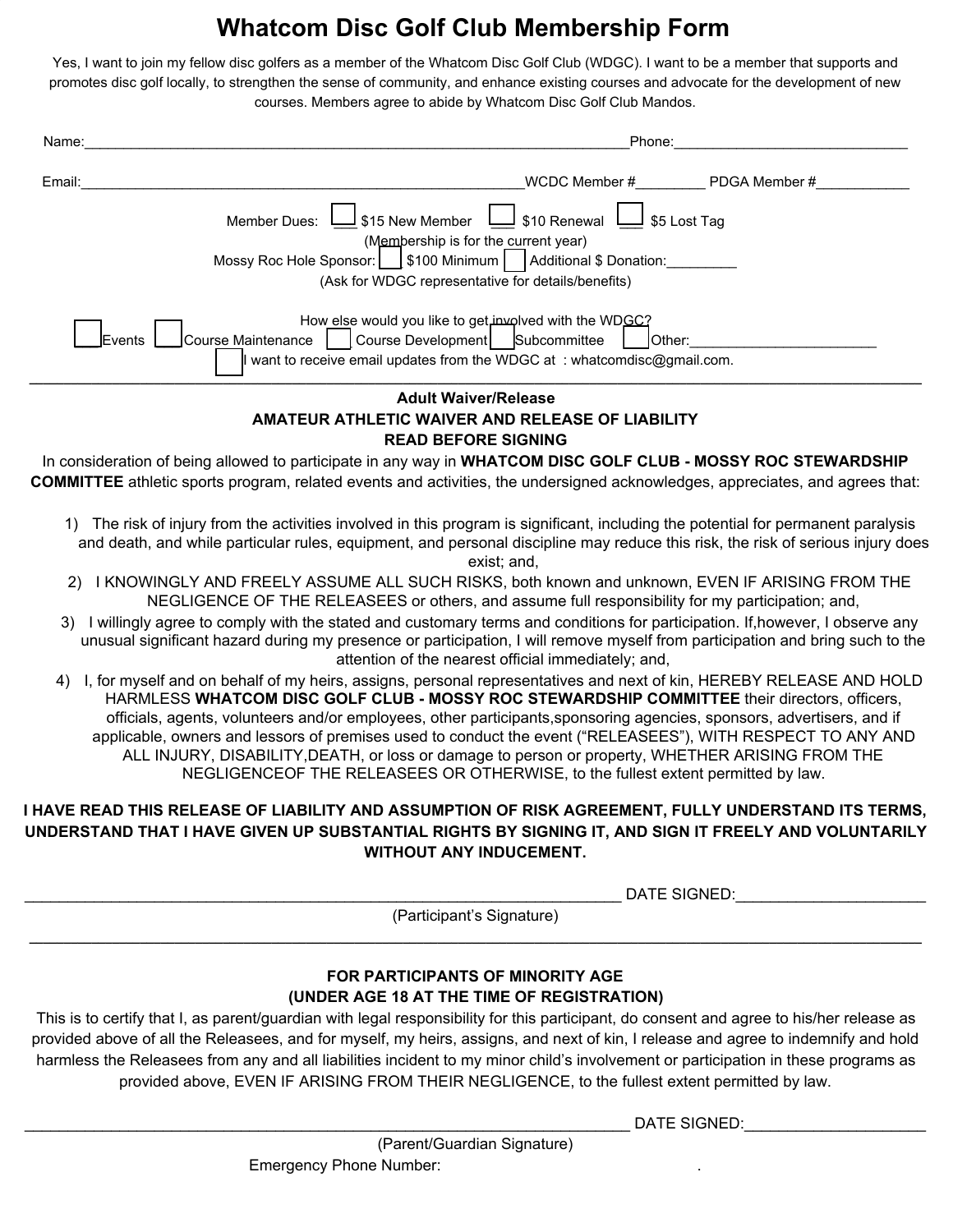# Whatcom Disc Golf Club Membership Form

Yes, I want to join my fellow disc golfers as a member of the Whatcom Disc Golf Club (WDGC). I want to be a member that supports and promotes disc golf locally, to strengthen the sense of community, and enhance existing courses and advocate for the development of new courses. Members agree to abide by Whatcom Disc Golf Club Mandos.

Name:______________________________________________________________________Phone:______________________________

Email:______________________________________________________WCDC Member #_________ PDGA Member #____________

Member Dues: ☐ $15 New Member ☐ $10 Renewal ☐ $5 Lost Tag
(Membership is for the current year)
Mossy Roc Hole Sponsor: ☐ $100 Minimum ☐ Additional $ Donation:_________
(Ask for WDGC representative for details/benefits)

How else would you like to get involved with the WDGC?
☐ Events ☐ Course Maintenance ☐ Course Development ☐ Subcommittee ☐ Other:________________________
☐ I want to receive email updates from the WDGC at : whatcomdisc@gmail.com.

---

**Adult Waiver/Release**
**AMATEUR ATHLETIC WAIVER AND RELEASE OF LIABILITY**
**READ BEFORE SIGNING**

In consideration of being allowed to participate in any way in **WHATCOM DISC GOLF CLUB - MOSSY ROC STEWARDSHIP COMMITTEE** athletic sports program, related events and activities, the undersigned acknowledges, appreciates, and agrees that:

1) The risk of injury from the activities involved in this program is significant, including the potential for permanent paralysis and death, and while particular rules, equipment, and personal discipline may reduce this risk, the risk of serious injury does exist; and,
2) I KNOWINGLY AND FREELY ASSUME ALL SUCH RISKS, both known and unknown, EVEN IF ARISING FROM THE NEGLIGENCE OF THE RELEASEES or others, and assume full responsibility for my participation; and,
3) I willingly agree to comply with the stated and customary terms and conditions for participation. If,however, I observe any unusual significant hazard during my presence or participation, I will remove myself from participation and bring such to the attention of the nearest official immediately; and,
4) I, for myself and on behalf of my heirs, assigns, personal representatives and next of kin, HEREBY RELEASE AND HOLD HARMLESS **WHATCOM DISC GOLF CLUB - MOSSY ROC STEWARDSHIP COMMITTEE** their directors, officers, officials, agents, volunteers and/or employees, other participants,sponsoring agencies, sponsors, advertisers, and if applicable, owners and lessors of premises used to conduct the event ("RELEASEES"), WITH RESPECT TO ANY AND ALL INJURY, DISABILITY,DEATH, or loss or damage to person or property, WHETHER ARISING FROM THE NEGLIGENCEOF THE RELEASEES OR OTHERWISE, to the fullest extent permitted by law.

**I HAVE READ THIS RELEASE OF LIABILITY AND ASSUMPTION OF RISK AGREEMENT, FULLY UNDERSTAND ITS TERMS, UNDERSTAND THAT I HAVE GIVEN UP SUBSTANTIAL RIGHTS BY SIGNING IT, AND SIGN IT FREELY AND VOLUNTARILY WITHOUT ANY INDUCEMENT.**

______________________________________________________________________ DATE SIGNED:______________________
(Participant's Signature)

---

**FOR PARTICIPANTS OF MINORITY AGE**
**(UNDER AGE 18 AT THE TIME OF REGISTRATION)**

This is to certify that I, as parent/guardian with legal responsibility for this participant, do consent and agree to his/her release as provided above of all the Releasees, and for myself, my heirs, assigns, and next of kin, I release and agree to indemnify and hold harmless the Releasees from any and all liabilities incident to my minor child's involvement or participation in these programs as provided above, EVEN IF ARISING FROM THEIR NEGLIGENCE, to the fullest extent permitted by law.

______________________________________________________________________ DATE SIGNED:_____________________
(Parent/Guardian Signature)

Emergency Phone Number: .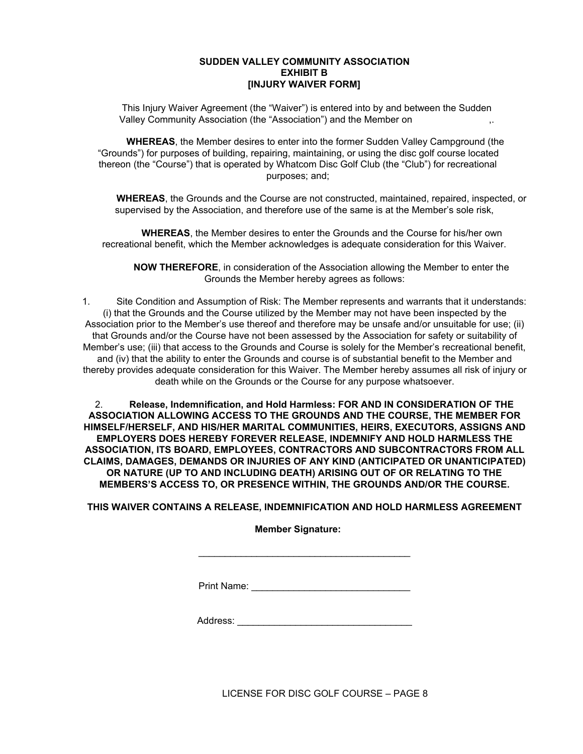**SUDDEN VALLEY COMMUNITY ASSOCIATION**
**EXHIBIT B**
**[INJURY WAIVER FORM]**

This Injury Waiver Agreement (the "Waiver") is entered into by and between the Sudden Valley Community Association (the "Association") and the Member on ,.

**WHEREAS**, the Member desires to enter into the former Sudden Valley Campground (the "Grounds") for purposes of building, repairing, maintaining, or using the disc golf course located thereon (the "Course") that is operated by Whatcom Disc Golf Club (the "Club") for recreational purposes; and;

**WHEREAS**, the Grounds and the Course are not constructed, maintained, repaired, inspected, or supervised by the Association, and therefore use of the same is at the Member's sole risk,

**WHEREAS**, the Member desires to enter the Grounds and the Course for his/her own recreational benefit, which the Member acknowledges is adequate consideration for this Waiver.

**NOW THEREFORE**, in consideration of the Association allowing the Member to enter the Grounds the Member hereby agrees as follows:

1. Site Condition and Assumption of Risk: The Member represents and warrants that it understands: (i) that the Grounds and the Course utilized by the Member may not have been inspected by the Association prior to the Member's use thereof and therefore may be unsafe and/or unsuitable for use; (ii) that Grounds and/or the Course have not been assessed by the Association for safety or suitability of Member's use; (iii) that access to the Grounds and Course is solely for the Member's recreational benefit, and (iv) that the ability to enter the Grounds and course is of substantial benefit to the Member and thereby provides adequate consideration for this Waiver. The Member hereby assumes all risk of injury or death while on the Grounds or the Course for any purpose whatsoever.

2. **Release, Indemnification, and Hold Harmless: FOR AND IN CONSIDERATION OF THE ASSOCIATION ALLOWING ACCESS TO THE GROUNDS AND THE COURSE, THE MEMBER FOR HIMSELF/HERSELF, AND HIS/HER MARITAL COMMUNITIES, HEIRS, EXECUTORS, ASSIGNS AND EMPLOYERS DOES HEREBY FOREVER RELEASE, INDEMNIFY AND HOLD HARMLESS THE ASSOCIATION, ITS BOARD, EMPLOYEES, CONTRACTORS AND SUBCONTRACTORS FROM ALL CLAIMS, DAMAGES, DEMANDS OR INJURIES OF ANY KIND (ANTICIPATED OR UNANTICIPATED) OR NATURE (UP TO AND INCLUDING DEATH) ARISING OUT OF OR RELATING TO THE MEMBERS'S ACCESS TO, OR PRESENCE WITHIN, THE GROUNDS AND/OR THE COURSE.**

**THIS WAIVER CONTAINS A RELEASE, INDEMNIFICATION AND HOLD HARMLESS AGREEMENT**

**Member Signature:**

________________________________________

Print Name: ______________________________

Address: _________________________________

LICENSE FOR DISC GOLF COURSE – PAGE 8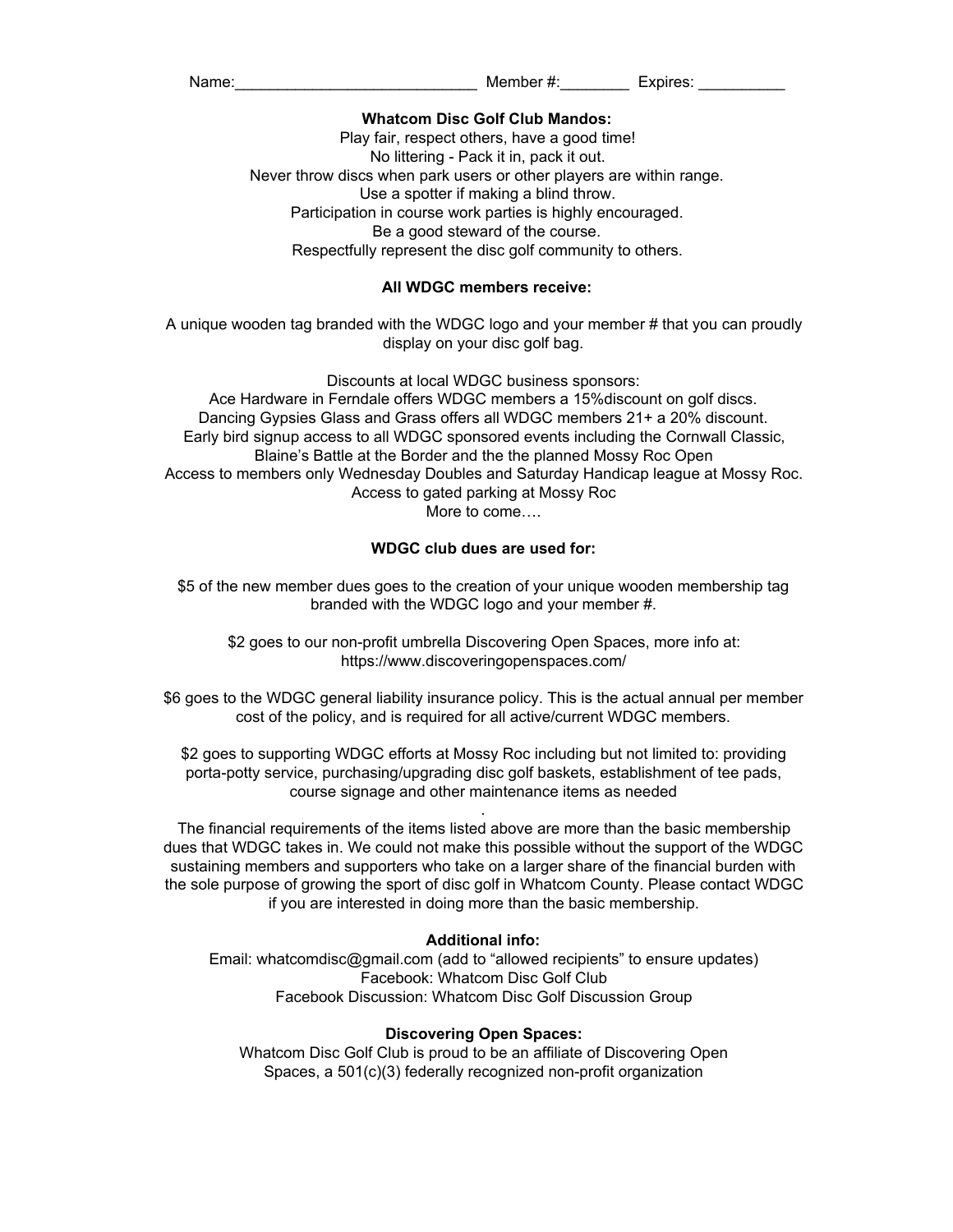Name:___________________________ Member #:________ Expires: __________

**Whatcom Disc Golf Club Mandos:**

Play fair, respect others, have a good time!
No littering - Pack it in, pack it out.
Never throw discs when park users or other players are within range.
Use a spotter if making a blind throw.
Participation in course work parties is highly encouraged.
Be a good steward of the course.
Respectfully represent the disc golf community to others.

**All WDGC members receive:**

A unique wooden tag branded with the WDGC logo and your member # that you can proudly display on your disc golf bag.

Discounts at local WDGC business sponsors:
Ace Hardware in Ferndale offers WDGC members a 15%discount on golf discs.
Dancing Gypsies Glass and Grass offers all WDGC members 21+ a 20% discount.
Early bird signup access to all WDGC sponsored events including the Cornwall Classic, Blaine's Battle at the Border and the the planned Mossy Roc Open
Access to members only Wednesday Doubles and Saturday Handicap league at Mossy Roc.
Access to gated parking at Mossy Roc
More to come….

**WDGC club dues are used for:**

$5 of the new member dues goes to the creation of your unique wooden membership tag branded with the WDGC logo and your member #.

$2 goes to our non-profit umbrella Discovering Open Spaces, more info at: https://www.discoveringopenspaces.com/

$6 goes to the WDGC general liability insurance policy. This is the actual annual per member cost of the policy, and is required for all active/current WDGC members.

$2 goes to supporting WDGC efforts at Mossy Roc including but not limited to: providing porta-potty service, purchasing/upgrading disc golf baskets, establishment of tee pads, course signage and other maintenance items as needed
.
The financial requirements of the items listed above are more than the basic membership dues that WDGC takes in. We could not make this possible without the support of the WDGC sustaining members and supporters who take on a larger share of the financial burden with the sole purpose of growing the sport of disc golf in Whatcom County. Please contact WDGC if you are interested in doing more than the basic membership.

**Additional info:**

Email: whatcomdisc@gmail.com (add to "allowed recipients" to ensure updates)
Facebook: Whatcom Disc Golf Club
Facebook Discussion: Whatcom Disc Golf Discussion Group

**Discovering Open Spaces:**

Whatcom Disc Golf Club is proud to be an affiliate of Discovering Open Spaces, a 501(c)(3) federally recognized non-profit organization